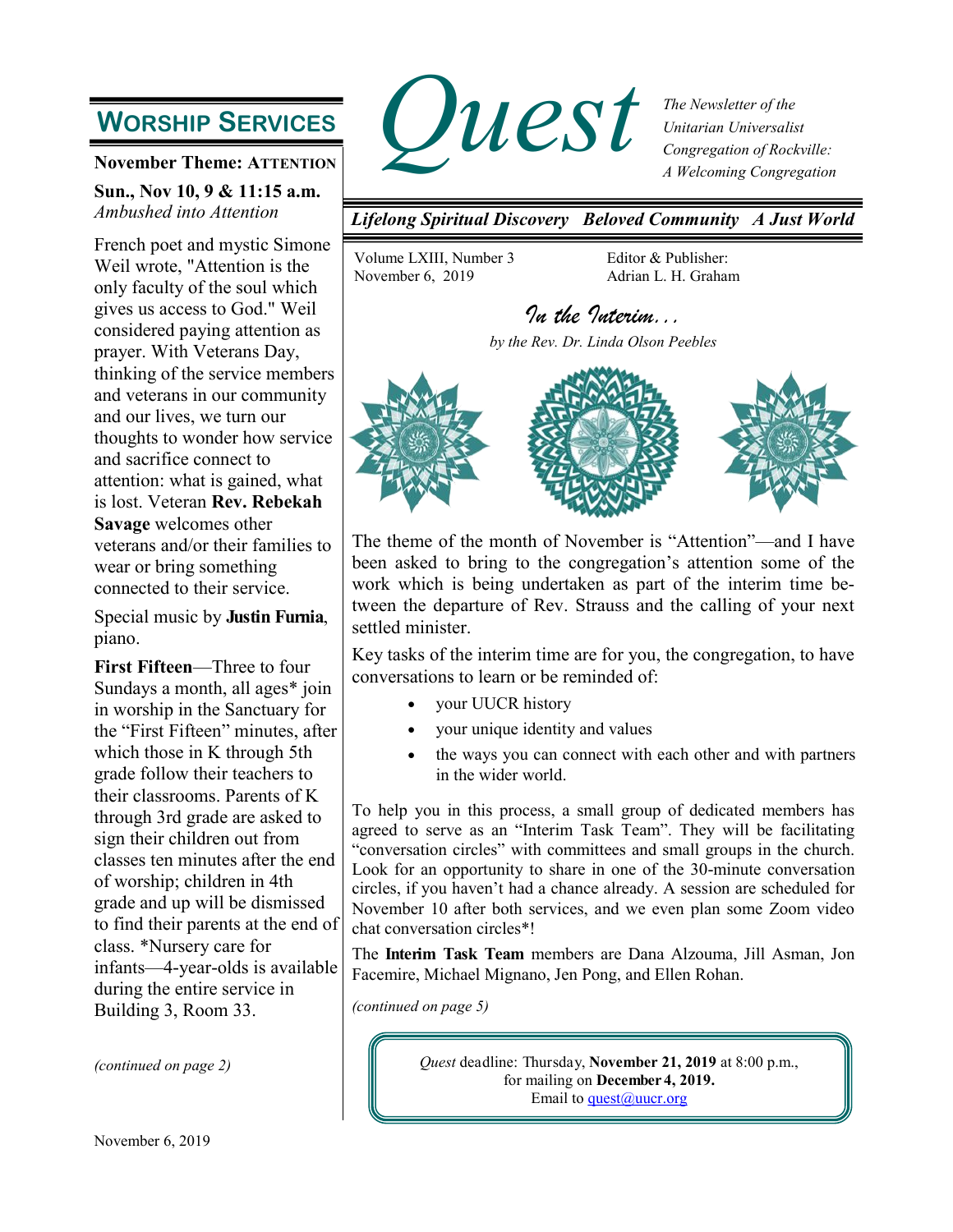# Quest

*The Newsletter of the Unitarian Universalist Congregation of Rockville: A Welcoming Congregation*

***Lifelong Spiritual Discovery   Beloved Community   A Just World***

Volume LXIII, Number 3
November 6, 2019

Editor & Publisher:
Adrian L. H. Graham

## WORSHIP SERVICES

**November Theme: ATTENTION**

**Sun., Nov 10, 9 & 11:15 a.m.**
*Ambushed into Attention*

French poet and mystic Simone Weil wrote, "Attention is the only faculty of the soul which gives us access to God." Weil considered paying attention as prayer. With Veterans Day, thinking of the service members and veterans in our community and our lives, we turn our thoughts to wonder how service and sacrifice connect to attention: what is gained, what is lost. Veteran **Rev. Rebekah Savage** welcomes other veterans and/or their families to wear or bring something connected to their service.

Special music by **Justin Furnia**, piano.

**First Fifteen**—Three to four Sundays a month, all ages* join in worship in the Sanctuary for the "First Fifteen" minutes, after which those in K through 5th grade follow their teachers to their classrooms. Parents of K through 3rd grade are asked to sign their children out from classes ten minutes after the end of worship; children in 4th grade and up will be dismissed to find their parents at the end of class. *Nursery care for infants—4-year-olds is available during the entire service in Building 3, Room 33.

*(continued on page 2)*

## *In the Interim...*

*by the Rev. Dr. Linda Olson Peebles*

The theme of the month of November is "Attention"—and I have been asked to bring to the congregation's attention some of the work which is being undertaken as part of the interim time between the departure of Rev. Strauss and the calling of your next settled minister.

Key tasks of the interim time are for you, the congregation, to have conversations to learn or be reminded of:

- your UUCR history
- your unique identity and values
- the ways you can connect with each other and with partners in the wider world.

To help you in this process, a small group of dedicated members has agreed to serve as an "Interim Task Team". They will be facilitating "conversation circles" with committees and small groups in the church. Look for an opportunity to share in one of the 30-minute conversation circles, if you haven't had a chance already. A session are scheduled for November 10 after both services, and we even plan some Zoom video chat conversation circles*!

The **Interim Task Team** members are Dana Alzouma, Jill Asman, Jon Facemire, Michael Mignano, Jen Pong, and Ellen Rohan.

*(continued on page 5)*

*Quest* deadline: Thursday, **November 21, 2019** at 8:00 p.m., for mailing on **December 4, 2019.**
Email to quest@uucr.org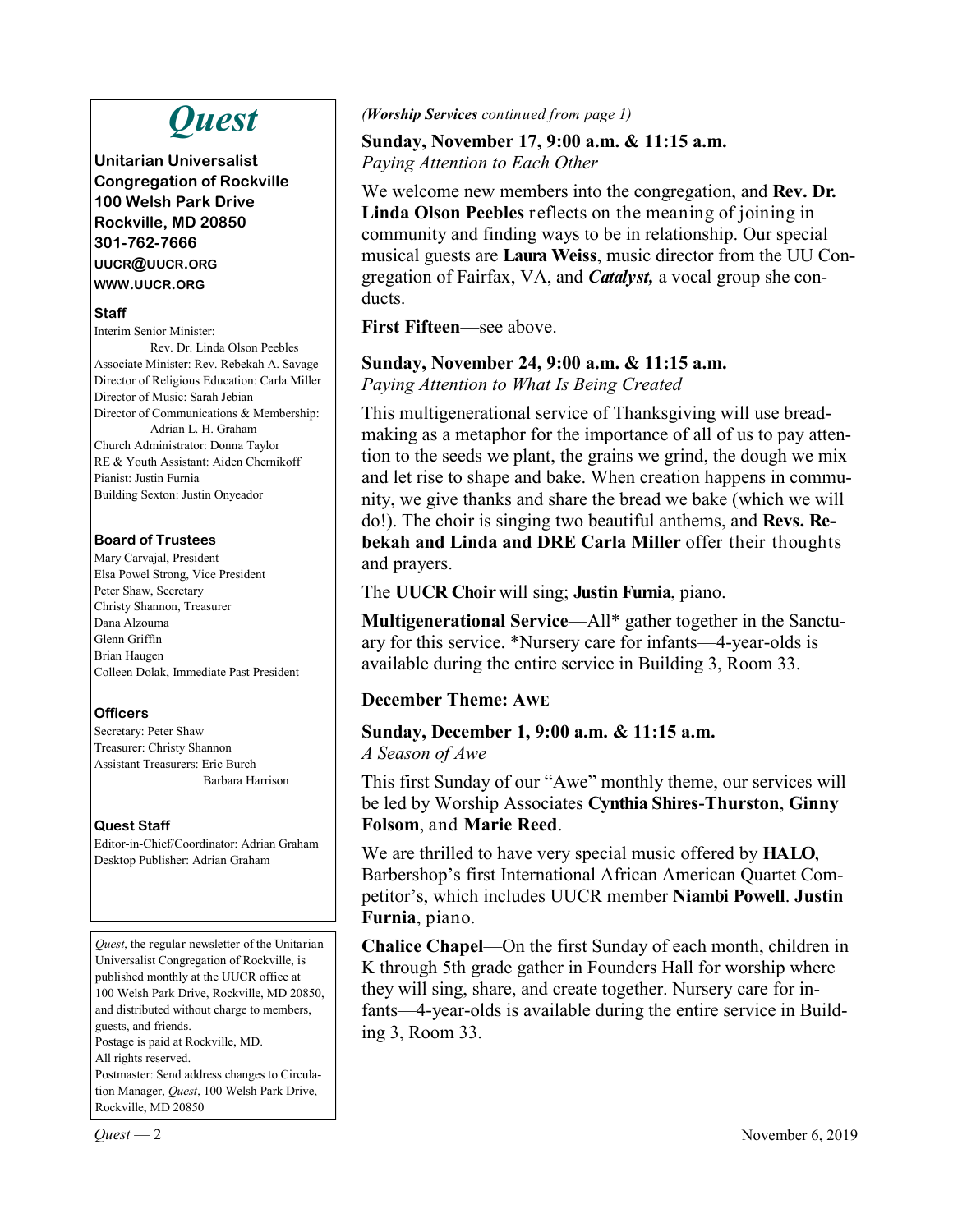# *Quest*

**Unitarian Universalist Congregation of Rockville**
**100 Welsh Park Drive**
**Rockville, MD 20850**
**301-762-7666**
**UUCR@UUCR.ORG**
**WWW.UUCR.ORG**

**Staff**

Interim Senior Minister: Rev. Dr. Linda Olson Peebles
Associate Minister: Rev. Rebekah A. Savage
Director of Religious Education: Carla Miller
Director of Music: Sarah Jebian
Director of Communications & Membership: Adrian L. H. Graham
Church Administrator: Donna Taylor
RE & Youth Assistant: Aiden Chernikoff
Pianist: Justin Furnia
Building Sexton: Justin Onyeador

**Board of Trustees**

Mary Carvajal, President
Elsa Powel Strong, Vice President
Peter Shaw, Secretary
Christy Shannon, Treasurer
Dana Alzouma
Glenn Griffin
Brian Haugen
Colleen Dolak, Immediate Past President

**Officers**

Secretary: Peter Shaw
Treasurer: Christy Shannon
Assistant Treasurers: Eric Burch, Barbara Harrison

**Quest Staff**

Editor-in-Chief/Coordinator: Adrian Graham
Desktop Publisher: Adrian Graham

*Quest*, the regular newsletter of the Unitarian Universalist Congregation of Rockville, is published monthly at the UUCR office at 100 Welsh Park Drive, Rockville, MD 20850, and distributed without charge to members, guests, and friends.
Postage is paid at Rockville, MD.
All rights reserved.
Postmaster: Send address changes to Circulation Manager, *Quest*, 100 Welsh Park Drive, Rockville, MD 20850

*(**Worship Services** continued from page 1)*

**Sunday, November 17, 9:00 a.m. & 11:15 a.m.**
*Paying Attention to Each Other*

We welcome new members into the congregation, and **Rev. Dr. Linda Olson Peebles** reflects on the meaning of joining in community and finding ways to be in relationship. Our special musical guests are **Laura Weiss**, music director from the UU Congregation of Fairfax, VA, and ***Catalyst,*** a vocal group she conducts.

**First Fifteen**—see above.

**Sunday, November 24, 9:00 a.m. & 11:15 a.m.**
*Paying Attention to What Is Being Created*

This multigenerational service of Thanksgiving will use bread-making as a metaphor for the importance of all of us to pay attention to the seeds we plant, the grains we grind, the dough we mix and let rise to shape and bake. When creation happens in community, we give thanks and share the bread we bake (which we will do!). The choir is singing two beautiful anthems, and **Revs. Rebekah and Linda and DRE Carla Miller** offer their thoughts and prayers.

The **UUCR Choir** will sing; **Justin Furnia**, piano.

**Multigenerational Service**—All* gather together in the Sanctuary for this service. *Nursery care for infants—4-year-olds is available during the entire service in Building 3, Room 33.

**December Theme: AWE**

**Sunday, December 1, 9:00 a.m. & 11:15 a.m.**
*A Season of Awe*

This first Sunday of our "Awe" monthly theme, our services will be led by Worship Associates **Cynthia Shires-Thurston**, **Ginny Folsom**, and **Marie Reed**.

We are thrilled to have very special music offered by **HALO**, Barbershop's first International African American Quartet Competitor's, which includes UUCR member **Niambi Powell**. **Justin Furnia**, piano.

**Chalice Chapel**—On the first Sunday of each month, children in K through 5th grade gather in Founders Hall for worship where they will sing, share, and create together. Nursery care for infants—4-year-olds is available during the entire service in Building 3, Room 33.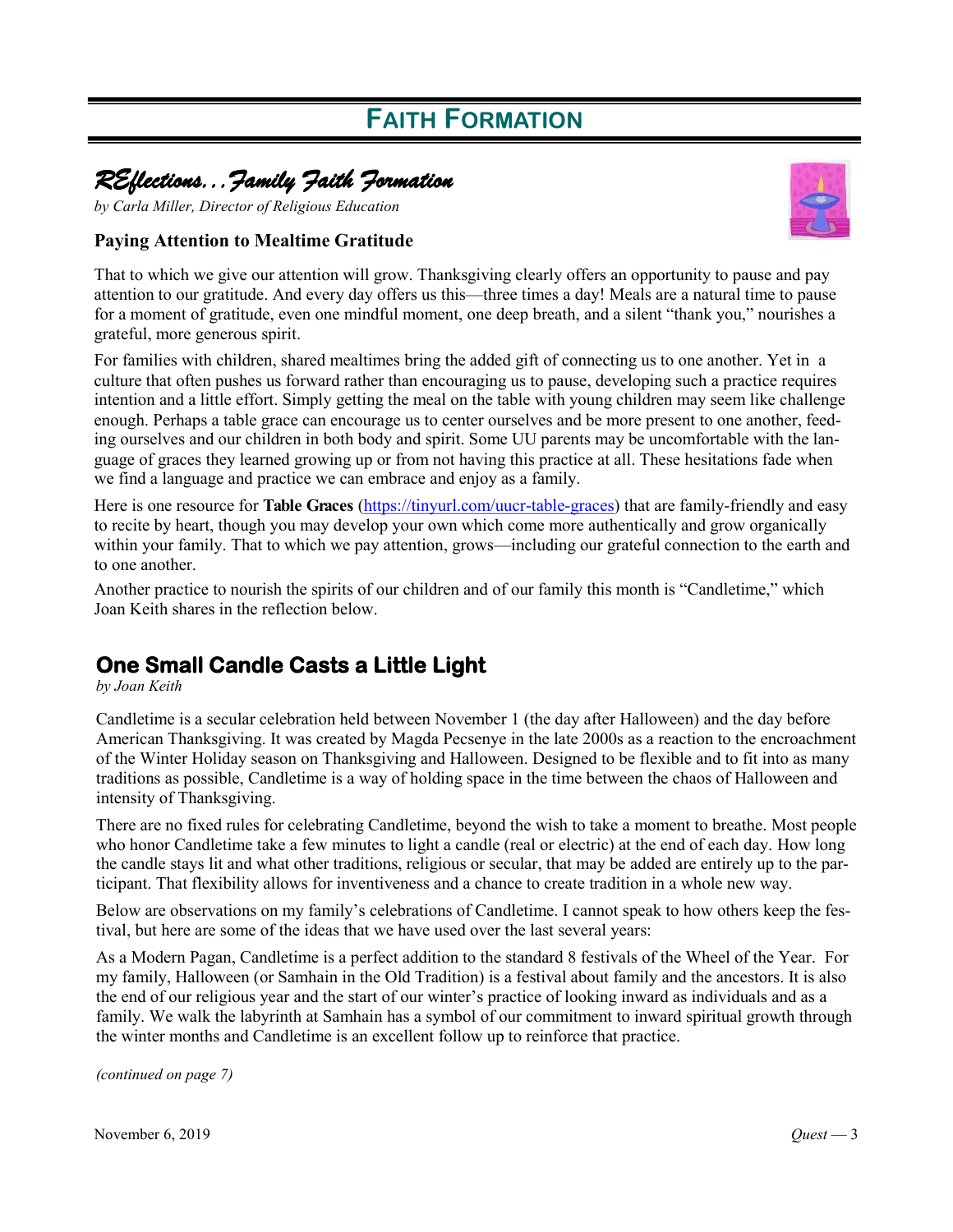# FAITH FORMATION

## *REflections…Family Faith Formation*

*by Carla Miller, Director of Religious Education*

### Paying Attention to Mealtime Gratitude

That to which we give our attention will grow. Thanksgiving clearly offers an opportunity to pause and pay attention to our gratitude. And every day offers us this—three times a day! Meals are a natural time to pause for a moment of gratitude, even one mindful moment, one deep breath, and a silent "thank you," nourishes a grateful, more generous spirit.

For families with children, shared mealtimes bring the added gift of connecting us to one another. Yet in a culture that often pushes us forward rather than encouraging us to pause, developing such a practice requires intention and a little effort. Simply getting the meal on the table with young children may seem like challenge enough. Perhaps a table grace can encourage us to center ourselves and be more present to one another, feeding ourselves and our children in both body and spirit. Some UU parents may be uncomfortable with the language of graces they learned growing up or from not having this practice at all. These hesitations fade when we find a language and practice we can embrace and enjoy as a family.

Here is one resource for **Table Graces** (https://tinyurl.com/uucr-table-graces) that are family-friendly and easy to recite by heart, though you may develop your own which come more authentically and grow organically within your family. That to which we pay attention, grows—including our grateful connection to the earth and to one another.

Another practice to nourish the spirits of our children and of our family this month is "Candletime," which Joan Keith shares in the reflection below.

## One Small Candle Casts a Little Light

*by Joan Keith*

Candletime is a secular celebration held between November 1 (the day after Halloween) and the day before American Thanksgiving. It was created by Magda Pecsenye in the late 2000s as a reaction to the encroachment of the Winter Holiday season on Thanksgiving and Halloween. Designed to be flexible and to fit into as many traditions as possible, Candletime is a way of holding space in the time between the chaos of Halloween and intensity of Thanksgiving.

There are no fixed rules for celebrating Candletime, beyond the wish to take a moment to breathe. Most people who honor Candletime take a few minutes to light a candle (real or electric) at the end of each day. How long the candle stays lit and what other traditions, religious or secular, that may be added are entirely up to the participant. That flexibility allows for inventiveness and a chance to create tradition in a whole new way.

Below are observations on my family's celebrations of Candletime. I cannot speak to how others keep the festival, but here are some of the ideas that we have used over the last several years:

As a Modern Pagan, Candletime is a perfect addition to the standard 8 festivals of the Wheel of the Year. For my family, Halloween (or Samhain in the Old Tradition) is a festival about family and the ancestors. It is also the end of our religious year and the start of our winter's practice of looking inward as individuals and as a family. We walk the labyrinth at Samhain has a symbol of our commitment to inward spiritual growth through the winter months and Candletime is an excellent follow up to reinforce that practice.

*(continued on page 7)*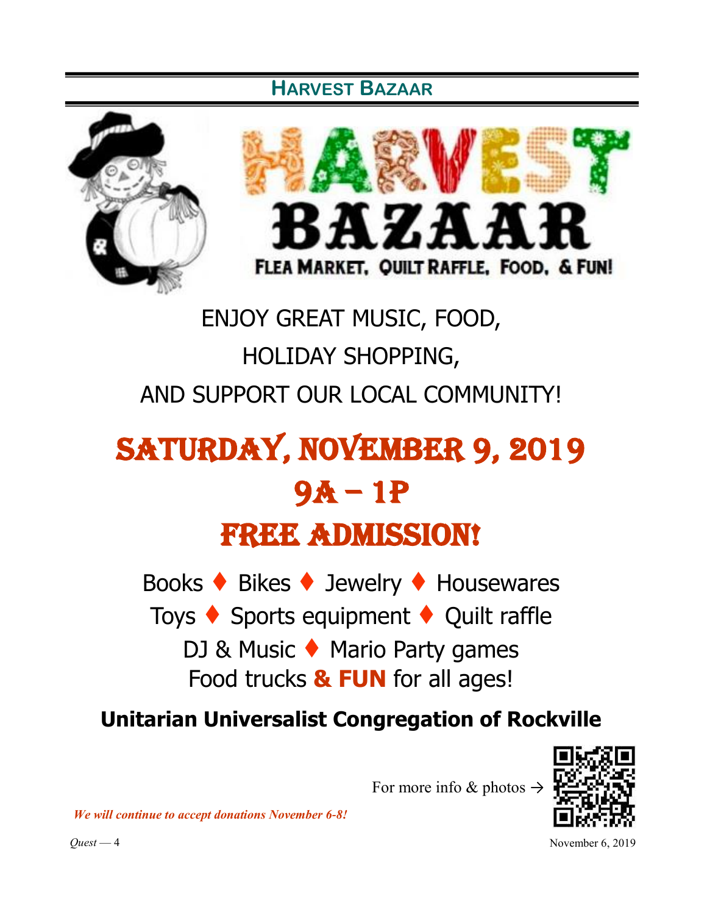## Harvest Bazaar

# HARVEST BAZAAR

FLEA MARKET, QUILT RAFFLE, FOOD, & FUN!

ENJOY GREAT MUSIC, FOOD,
HOLIDAY SHOPPING,
AND SUPPORT OUR LOCAL COMMUNITY!

# SATURDAY, NOVEMBER 9, 2019

# 9A – 1P

# FREE ADMISSION!

Books ♦ Bikes ♦ Jewelry ♦ Housewares
Toys ♦ Sports equipment ♦ Quilt raffle
DJ & Music ♦ Mario Party games
Food trucks **& FUN** for all ages!

**Unitarian Universalist Congregation of Rockville**

For more info & photos →

***We will continue to accept donations November 6-8!***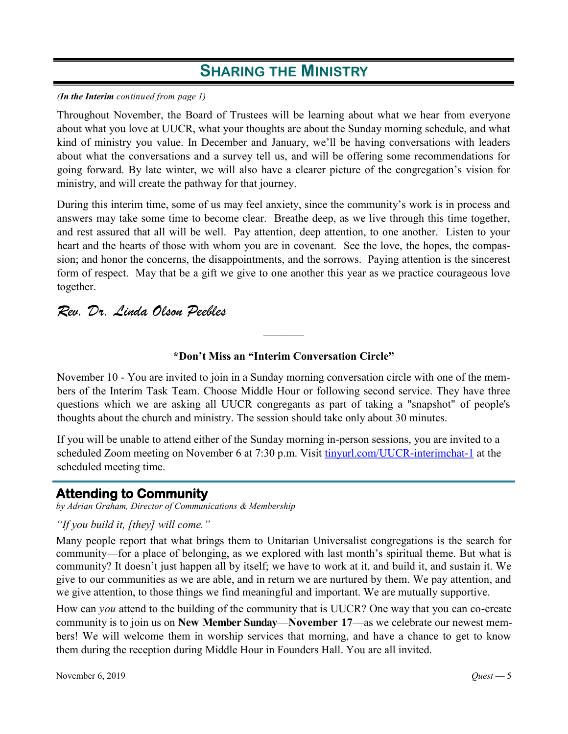# Sharing the Ministry

*(**In the Interim** continued from page 1)*

Throughout November, the Board of Trustees will be learning about what we hear from everyone about what you love at UUCR, what your thoughts are about the Sunday morning schedule, and what kind of ministry you value. In December and January, we'll be having conversations with leaders about what the conversations and a survey tell us, and will be offering some recommendations for going forward. By late winter, we will also have a clearer picture of the congregation's vision for ministry, and will create the pathway for that journey.

During this interim time, some of us may feel anxiety, since the community's work is in process and answers may take some time to become clear. Breathe deep, as we live through this time together, and rest assured that all will be well. Pay attention, deep attention, to one another. Listen to your heart and the hearts of those with whom you are in covenant. See the love, the hopes, the compassion; and honor the concerns, the disappointments, and the sorrows. Paying attention is the sincerest form of respect. May that be a gift we give to one another this year as we practice courageous love together.

*Rev. Dr. Linda Olson Peebles*

---

**\*Don't Miss an "Interim Conversation Circle"**

November 10 - You are invited to join in a Sunday morning conversation circle with one of the members of the Interim Task Team. Choose Middle Hour or following second service. They have three questions which we are asking all UUCR congregants as part of taking a "snapshot" of people's thoughts about the church and ministry. The session should take only about 30 minutes.

If you will be unable to attend either of the Sunday morning in-person sessions, you are invited to a scheduled Zoom meeting on November 6 at 7:30 p.m. Visit tinyurl.com/UUCR-interimchat-1 at the scheduled meeting time.

## Attending to Community

*by Adrian Graham, Director of Communications & Membership*

*"If you build it, [they] will come."*

Many people report that what brings them to Unitarian Universalist congregations is the search for community—for a place of belonging, as we explored with last month's spiritual theme. But what is community? It doesn't just happen all by itself; we have to work at it, and build it, and sustain it. We give to our communities as we are able, and in return we are nurtured by them. We pay attention, and we give attention, to those things we find meaningful and important. We are mutually supportive.

How can *you* attend to the building of the community that is UUCR? One way that you can co-create community is to join us on **New Member Sunday**—**November 17**—as we celebrate our newest members! We will welcome them in worship services that morning, and have a chance to get to know them during the reception during Middle Hour in Founders Hall. You are all invited.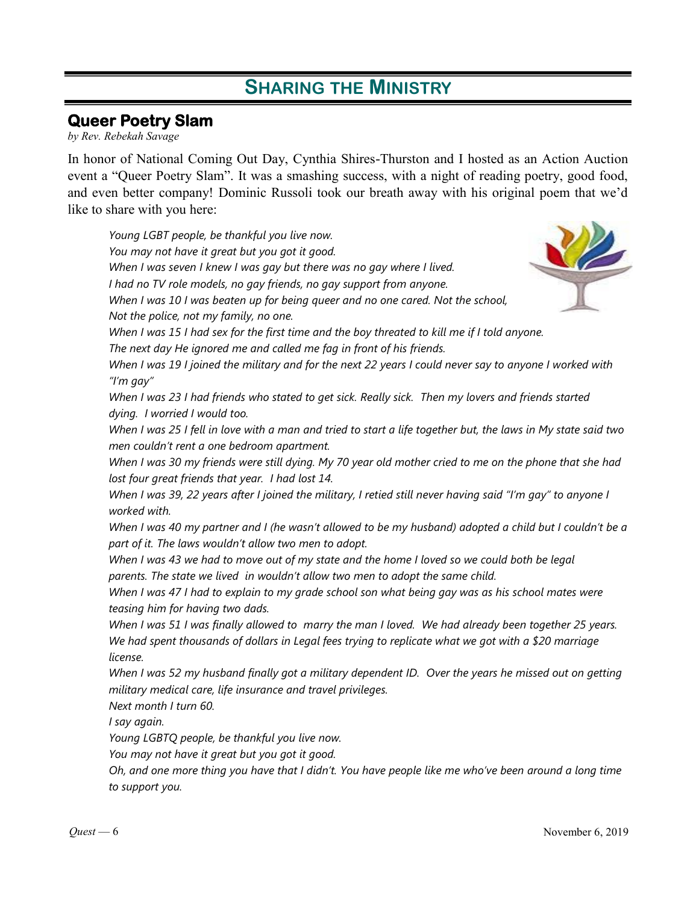# SHARING THE MINISTRY

## Queer Poetry Slam

*by Rev. Rebekah Savage*

In honor of National Coming Out Day, Cynthia Shires-Thurston and I hosted as an Action Auction event a "Queer Poetry Slam". It was a smashing success, with a night of reading poetry, good food, and even better company! Dominic Russoli took our breath away with his original poem that we'd like to share with you here:

*Young LGBT people, be thankful you live now.*
*You may not have it great but you got it good.*
*When I was seven I knew I was gay but there was no gay where I lived.*
*I had no TV role models, no gay friends, no gay support from anyone.*
*When I was 10 I was beaten up for being queer and no one cared. Not the school,*
*Not the police, not my family, no one.*
*When I was 15 I had sex for the first time and the boy threated to kill me if I told anyone.*
*The next day He ignored me and called me fag in front of his friends.*
*When I was 19 I joined the military and for the next 22 years I could never say to anyone I worked with "I'm gay"*
*When I was 23 I had friends who stated to get sick. Really sick. Then my lovers and friends started dying. I worried I would too.*
*When I was 25 I fell in love with a man and tried to start a life together but, the laws in My state said two men couldn't rent a one bedroom apartment.*
*When I was 30 my friends were still dying. My 70 year old mother cried to me on the phone that she had lost four great friends that year. I had lost 14.*
*When I was 39, 22 years after I joined the military, I retied still never having said "I'm gay" to anyone I worked with.*
*When I was 40 my partner and I (he wasn't allowed to be my husband) adopted a child but I couldn't be a part of it. The laws wouldn't allow two men to adopt.*
*When I was 43 we had to move out of my state and the home I loved so we could both be legal parents. The state we lived in wouldn't allow two men to adopt the same child.*
*When I was 47 I had to explain to my grade school son what being gay was as his school mates were teasing him for having two dads.*
*When I was 51 I was finally allowed to marry the man I loved. We had already been together 25 years. We had spent thousands of dollars in Legal fees trying to replicate what we got with a $20 marriage license.*
*When I was 52 my husband finally got a military dependent ID. Over the years he missed out on getting military medical care, life insurance and travel privileges.*
*Next month I turn 60.*
*I say again.*
*Young LGBTQ people, be thankful you live now.*
*You may not have it great but you got it good.*
*Oh, and one more thing you have that I didn't. You have people like me who've been around a long time to support you.*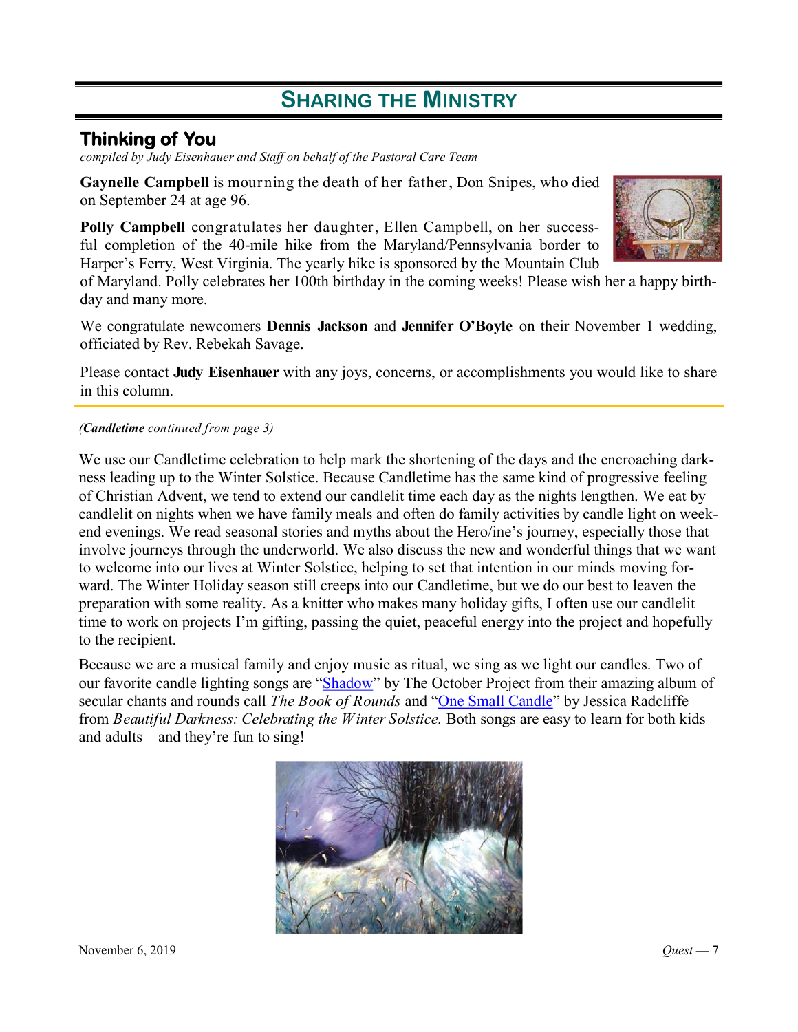# Sharing the Ministry

## Thinking of You

*compiled by Judy Eisenhauer and Staff on behalf of the Pastoral Care Team*

**Gaynelle Campbell** is mourning the death of her father, Don Snipes, who died on September 24 at age 96.

**Polly Campbell** congratulates her daughter, Ellen Campbell, on her successful completion of the 40-mile hike from the Maryland/Pennsylvania border to Harper's Ferry, West Virginia. The yearly hike is sponsored by the Mountain Club of Maryland. Polly celebrates her 100th birthday in the coming weeks! Please wish her a happy birthday and many more.

We congratulate newcomers **Dennis Jackson** and **Jennifer O'Boyle** on their November 1 wedding, officiated by Rev. Rebekah Savage.

Please contact **Judy Eisenhauer** with any joys, concerns, or accomplishments you would like to share in this column.

*(**Candletime** continued from page 3)*

We use our Candletime celebration to help mark the shortening of the days and the encroaching darkness leading up to the Winter Solstice. Because Candletime has the same kind of progressive feeling of Christian Advent, we tend to extend our candlelit time each day as the nights lengthen. We eat by candlelit on nights when we have family meals and often do family activities by candle light on weekend evenings. We read seasonal stories and myths about the Hero/ine's journey, especially those that involve journeys through the underworld. We also discuss the new and wonderful things that we want to welcome into our lives at Winter Solstice, helping to set that intention in our minds moving forward. The Winter Holiday season still creeps into our Candletime, but we do our best to leaven the preparation with some reality. As a knitter who makes many holiday gifts, I often use our candlelit time to work on projects I'm gifting, passing the quiet, peaceful energy into the project and hopefully to the recipient.

Because we are a musical family and enjoy music as ritual, we sing as we light our candles. Two of our favorite candle lighting songs are "Shadow" by The October Project from their amazing album of secular chants and rounds call *The Book of Rounds* and "One Small Candle" by Jessica Radcliffe from *Beautiful Darkness: Celebrating the Winter Solstice.* Both songs are easy to learn for both kids and adults—and they're fun to sing!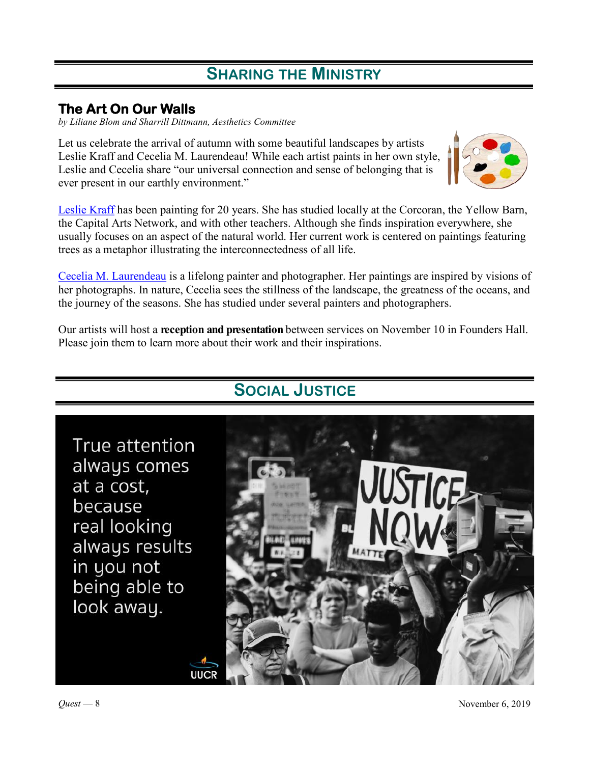## Sharing the Ministry

### The Art On Our Walls

*by Liliane Blom and Sharrill Dittmann, Aesthetics Committee*

Let us celebrate the arrival of autumn with some beautiful landscapes by artists Leslie Kraff and Cecelia M. Laurendeau! While each artist paints in her own style, Leslie and Cecelia share "our universal connection and sense of belonging that is ever present in our earthly environment."

Leslie Kraff has been painting for 20 years. She has studied locally at the Corcoran, the Yellow Barn, the Capital Arts Network, and with other teachers. Although she finds inspiration everywhere, she usually focuses on an aspect of the natural world. Her current work is centered on paintings featuring trees as a metaphor illustrating the interconnectedness of all life.

Cecelia M. Laurendeau is a lifelong painter and photographer. Her paintings are inspired by visions of her photographs. In nature, Cecelia sees the stillness of the landscape, the greatness of the oceans, and the journey of the seasons. She has studied under several painters and photographers.

Our artists will host a **reception and presentation** between services on November 10 in Founders Hall. Please join them to learn more about their work and their inspirations.

## Social Justice

True attention always comes at a cost, because real looking always results in you not being able to look away.

UUCR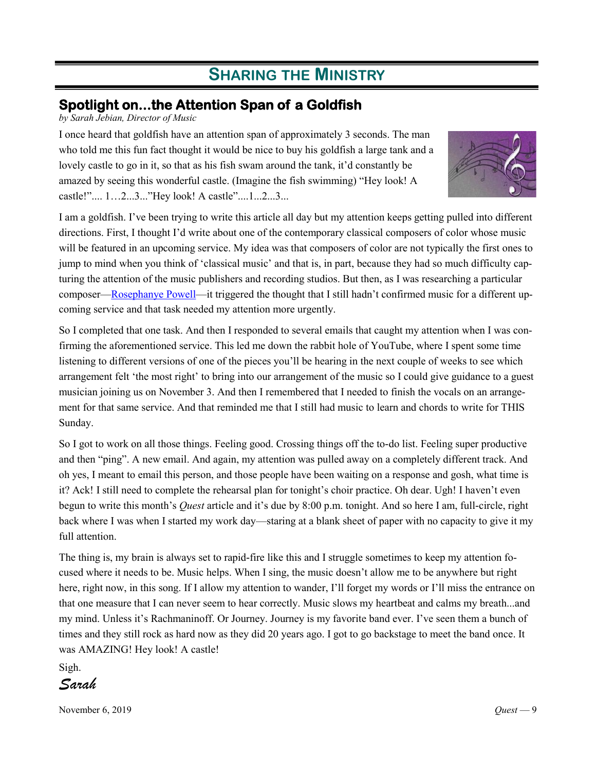# SHARING THE MINISTRY

## Spotlight on…the Attention Span of a Goldfish

*by Sarah Jebian, Director of Music*

I once heard that goldfish have an attention span of approximately 3 seconds. The man who told me this fun fact thought it would be nice to buy his goldfish a large tank and a lovely castle to go in it, so that as his fish swam around the tank, it'd constantly be amazed by seeing this wonderful castle. (Imagine the fish swimming) "Hey look! A castle!".... 1…2...3..."Hey look! A castle"....1...2...3...

I am a goldfish. I've been trying to write this article all day but my attention keeps getting pulled into different directions. First, I thought I'd write about one of the contemporary classical composers of color whose music will be featured in an upcoming service. My idea was that composers of color are not typically the first ones to jump to mind when you think of 'classical music' and that is, in part, because they had so much difficulty capturing the attention of the music publishers and recording studios. But then, as I was researching a particular composer—Rosephanye Powell—it triggered the thought that I still hadn't confirmed music for a different upcoming service and that task needed my attention more urgently.

So I completed that one task. And then I responded to several emails that caught my attention when I was confirming the aforementioned service. This led me down the rabbit hole of YouTube, where I spent some time listening to different versions of one of the pieces you'll be hearing in the next couple of weeks to see which arrangement felt 'the most right' to bring into our arrangement of the music so I could give guidance to a guest musician joining us on November 3. And then I remembered that I needed to finish the vocals on an arrangement for that same service. And that reminded me that I still had music to learn and chords to write for THIS Sunday.

So I got to work on all those things. Feeling good. Crossing things off the to-do list. Feeling super productive and then "ping". A new email. And again, my attention was pulled away on a completely different track. And oh yes, I meant to email this person, and those people have been waiting on a response and gosh, what time is it? Ack! I still need to complete the rehearsal plan for tonight's choir practice. Oh dear. Ugh! I haven't even begun to write this month's *Quest* article and it's due by 8:00 p.m. tonight. And so here I am, full-circle, right back where I was when I started my work day—staring at a blank sheet of paper with no capacity to give it my full attention.

The thing is, my brain is always set to rapid-fire like this and I struggle sometimes to keep my attention focused where it needs to be. Music helps. When I sing, the music doesn't allow me to be anywhere but right here, right now, in this song. If I allow my attention to wander, I'll forget my words or I'll miss the entrance on that one measure that I can never seem to hear correctly. Music slows my heartbeat and calms my breath...and my mind. Unless it's Rachmaninoff. Or Journey. Journey is my favorite band ever. I've seen them a bunch of times and they still rock as hard now as they did 20 years ago. I got to go backstage to meet the band once. It was AMAZING! Hey look! A castle!

Sigh.

*Sarah*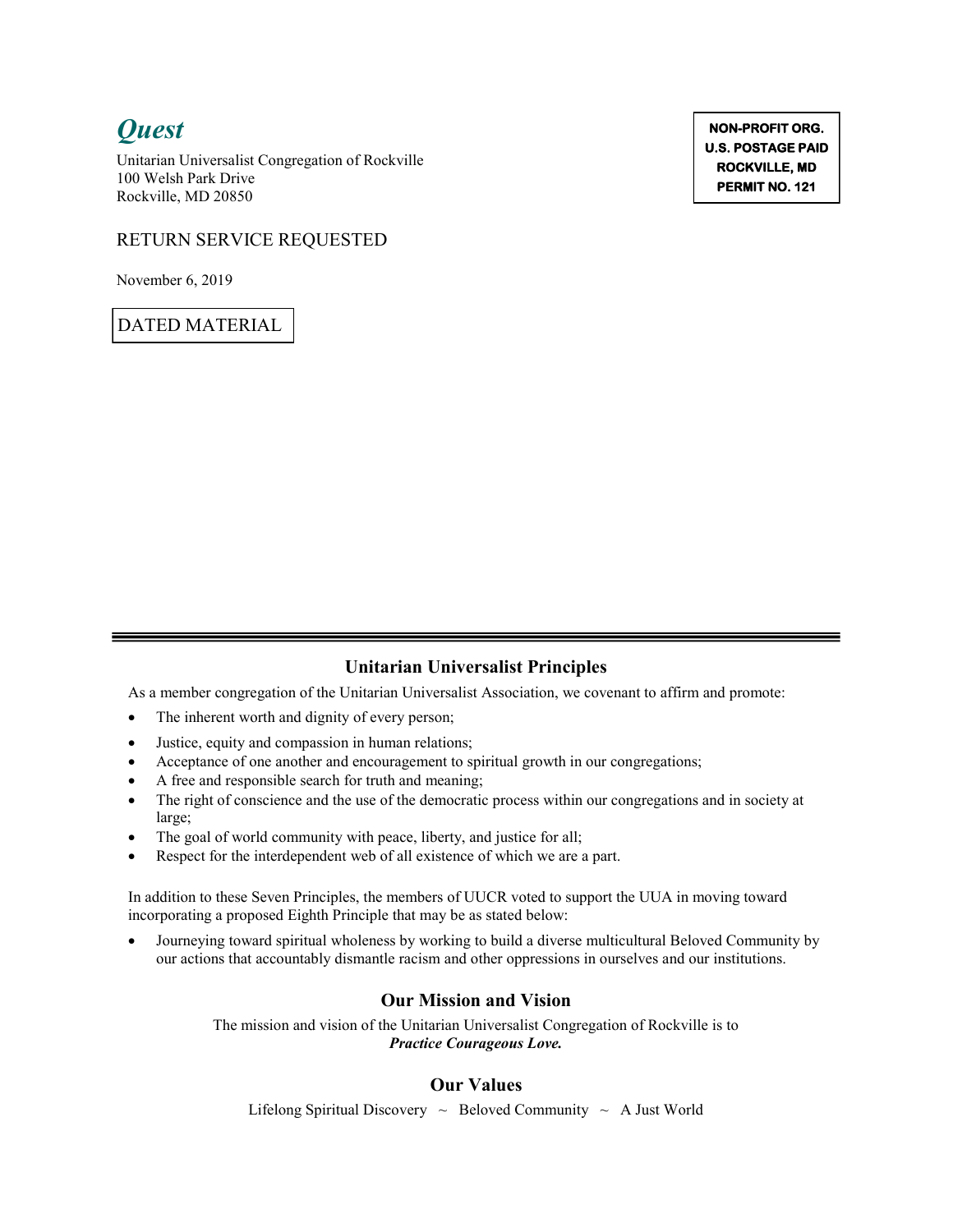# *Quest*

Unitarian Universalist Congregation of Rockville
100 Welsh Park Drive
Rockville, MD 20850

**NON-PROFIT ORG.**
**U.S. POSTAGE PAID**
**ROCKVILLE, MD**
**PERMIT NO. 121**

RETURN SERVICE REQUESTED

November 6, 2019

DATED MATERIAL

---

## Unitarian Universalist Principles

As a member congregation of the Unitarian Universalist Association, we covenant to affirm and promote:

- The inherent worth and dignity of every person;
- Justice, equity and compassion in human relations;
- Acceptance of one another and encouragement to spiritual growth in our congregations;
- A free and responsible search for truth and meaning;
- The right of conscience and the use of the democratic process within our congregations and in society at large;
- The goal of world community with peace, liberty, and justice for all;
- Respect for the interdependent web of all existence of which we are a part.

In addition to these Seven Principles, the members of UUCR voted to support the UUA in moving toward incorporating a proposed Eighth Principle that may be as stated below:

- Journeying toward spiritual wholeness by working to build a diverse multicultural Beloved Community by our actions that accountably dismantle racism and other oppressions in ourselves and our institutions.

## Our Mission and Vision

The mission and vision of the Unitarian Universalist Congregation of Rockville is to
***Practice Courageous Love.***

## Our Values

Lifelong Spiritual Discovery ~ Beloved Community ~ A Just World